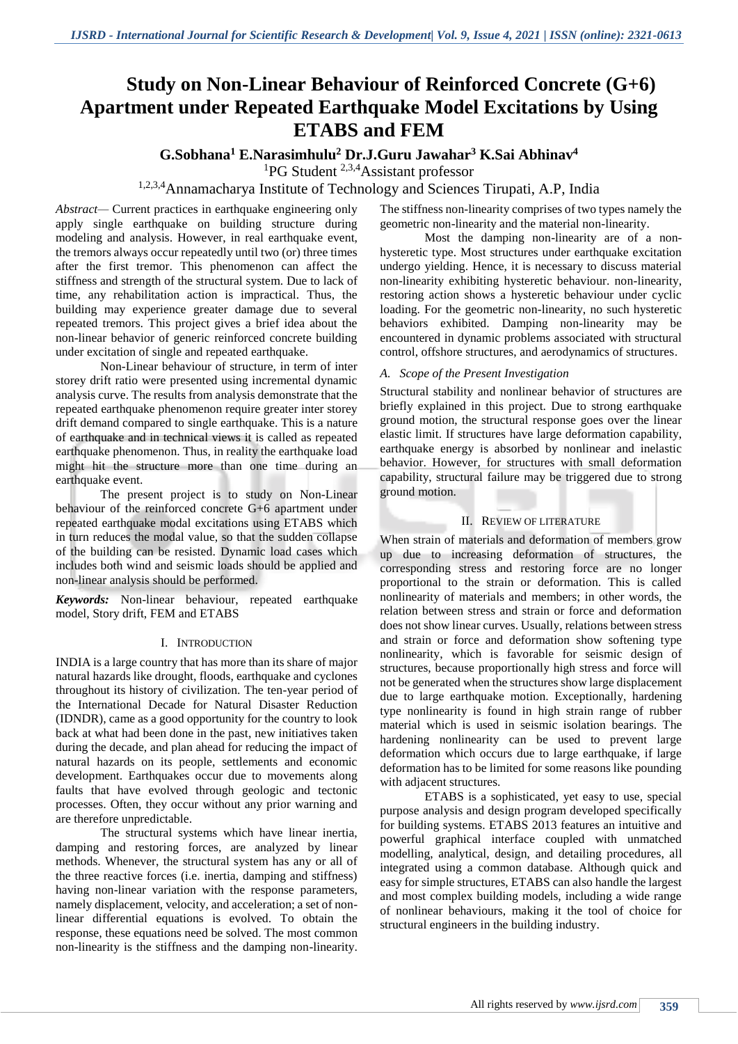# Study on Non-Linear Behaviour of Reinforced Concrete (G+6) Apartment under Repeated Earthquake Model Excitations by Using ETABS and FEM

**G.Sobhana[1] E.Narasimhulu[2] Dr.J.Guru Jawahar[3] K.Sai Abhinav[4]**

[1]PG Student [2,3,4]Assistant professor

[1,2,3,4]Annamacharya Institute of Technology and Sciences Tirupati, A.P, India

*Abstract*— Current practices in earthquake engineering only apply single earthquake on building structure during modeling and analysis. However, in real earthquake event, the tremors always occur repeatedly until two (or) three times after the first tremor. This phenomenon can affect the stiffness and strength of the structural system. Due to lack of time, any rehabilitation action is impractical. Thus, the building may experience greater damage due to several repeated tremors. This project gives a brief idea about the non-linear behavior of generic reinforced concrete building under excitation of single and repeated earthquake.

Non-Linear behaviour of structure, in term of inter storey drift ratio were presented using incremental dynamic analysis curve. The results from analysis demonstrate that the repeated earthquake phenomenon require greater inter storey drift demand compared to single earthquake. This is a nature of earthquake and in technical views it is called as repeated earthquake phenomenon. Thus, in reality the earthquake load might hit the structure more than one time during an earthquake event.

The present project is to study on Non-Linear behaviour of the reinforced concrete G+6 apartment under repeated earthquake modal excitations using ETABS which in turn reduces the modal value, so that the sudden collapse of the building can be resisted. Dynamic load cases which includes both wind and seismic loads should be applied and non-linear analysis should be performed.

***Keywords:*** Non-linear behaviour, repeated earthquake model, Story drift, FEM and ETABS

## I. Introduction

INDIA is a large country that has more than its share of major natural hazards like drought, floods, earthquake and cyclones throughout its history of civilization. The ten-year period of the International Decade for Natural Disaster Reduction (IDNDR), came as a good opportunity for the country to look back at what had been done in the past, new initiatives taken during the decade, and plan ahead for reducing the impact of natural hazards on its people, settlements and economic development. Earthquakes occur due to movements along faults that have evolved through geologic and tectonic processes. Often, they occur without any prior warning and are therefore unpredictable.

The structural systems which have linear inertia, damping and restoring forces, are analyzed by linear methods. Whenever, the structural system has any or all of the three reactive forces (i.e. inertia, damping and stiffness) having non-linear variation with the response parameters, namely displacement, velocity, and acceleration; a set of non-linear differential equations is evolved. To obtain the response, these equations need be solved. The most common non-linearity is the stiffness and the damping non-linearity. The stiffness non-linearity comprises of two types namely the geometric non-linearity and the material non-linearity.

Most the damping non-linearity are of a non-hysteretic type. Most structures under earthquake excitation undergo yielding. Hence, it is necessary to discuss material non-linearity exhibiting hysteretic behaviour. non-linearity, restoring action shows a hysteretic behaviour under cyclic loading. For the geometric non-linearity, no such hysteretic behaviors exhibited. Damping non-linearity may be encountered in dynamic problems associated with structural control, offshore structures, and aerodynamics of structures.

### *A. Scope of the Present Investigation*

Structural stability and nonlinear behavior of structures are briefly explained in this project. Due to strong earthquake ground motion, the structural response goes over the linear elastic limit. If structures have large deformation capability, earthquake energy is absorbed by nonlinear and inelastic behavior. However, for structures with small deformation capability, structural failure may be triggered due to strong ground motion.

## II. Review of Literature

When strain of materials and deformation of members grow up due to increasing deformation of structures, the corresponding stress and restoring force are no longer proportional to the strain or deformation. This is called nonlinearity of materials and members; in other words, the relation between stress and strain or force and deformation does not show linear curves. Usually, relations between stress and strain or force and deformation show softening type nonlinearity, which is favorable for seismic design of structures, because proportionally high stress and force will not be generated when the structures show large displacement due to large earthquake motion. Exceptionally, hardening type nonlinearity is found in high strain range of rubber material which is used in seismic isolation bearings. The hardening nonlinearity can be used to prevent large deformation which occurs due to large earthquake, if large deformation has to be limited for some reasons like pounding with adjacent structures.

ETABS is a sophisticated, yet easy to use, special purpose analysis and design program developed specifically for building systems. ETABS 2013 features an intuitive and powerful graphical interface coupled with unmatched modelling, analytical, design, and detailing procedures, all integrated using a common database. Although quick and easy for simple structures, ETABS can also handle the largest and most complex building models, including a wide range of nonlinear behaviours, making it the tool of choice for structural engineers in the building industry.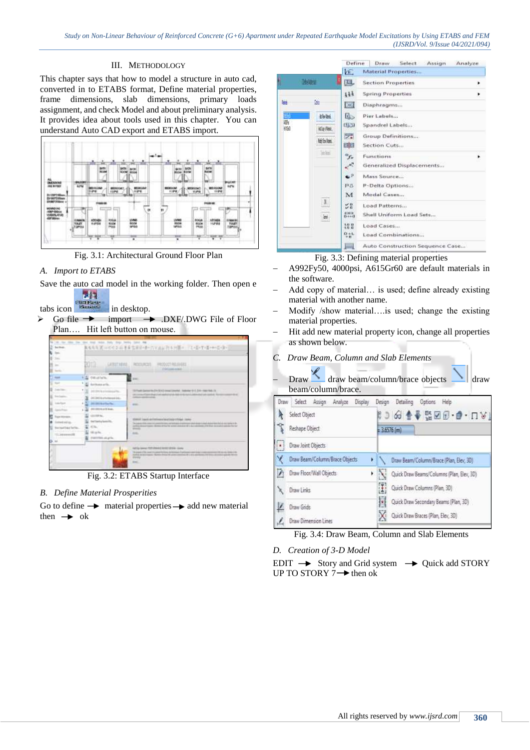## III. METHODOLOGY

This chapter says that how to model a structure in auto cad, converted in to ETABS format, Define material properties, frame dimensions, slab dimensions, primary loads assignment, and check Model and about preliminary analysis. It provides idea about tools used in this chapter. You can understand Auto CAD export and ETABS import.

Fig. 3.1: Architectural Ground Floor Plan

### A. Import to ETABS

Save the auto cad model in the working folder. Then open e tabs icon in desktop.

- Go file → import → .DXF/.DWG File of Floor Plan…. Hit left button on mouse.

Fig. 3.2: ETABS Startup Interface

### B. Define Material Prosperities

Go to define → material properties → add new material then → ok

Fig. 3.3: Defining material properties

- A992Fy50, 4000psi, A615Gr60 are default materials in the software.
- Add copy of material… is used; define already existing material with another name.
- Modify /show material….is used; change the existing material properties.
- Hit add new material property icon, change all properties as shown below.

### C. Draw Beam, Column and Slab Elements

- Draw draw beam/column/brace objects draw beam/column/brace.

Fig. 3.4: Draw Beam, Column and Slab Elements

### D. Creation of 3-D Model

EDIT → Story and Grid system → Quick add STORY UP TO STORY 7→ then ok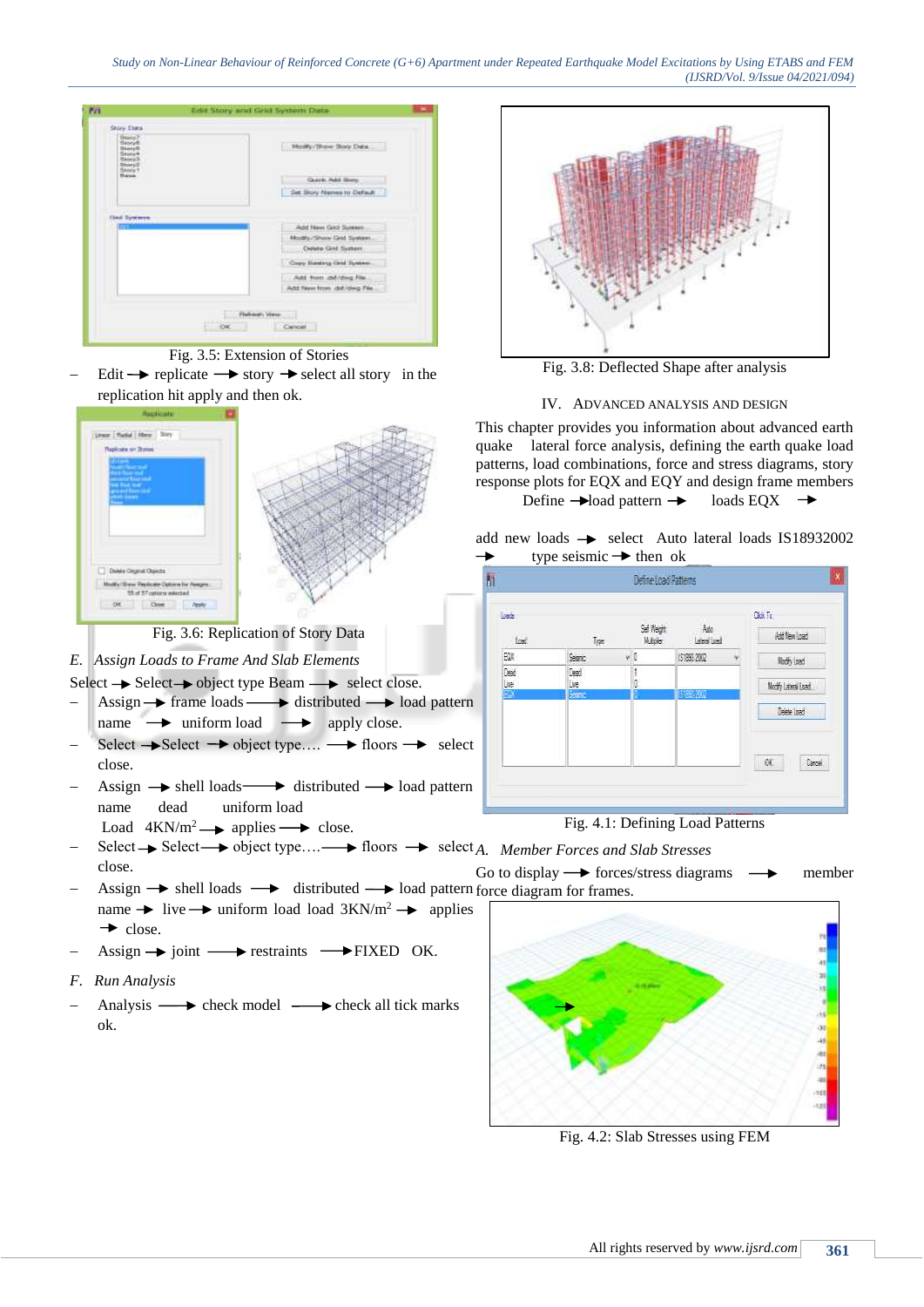Fig. 3.5: Extension of Stories

- Edit → replicate → story → select all story in the replication hit apply and then ok.

Fig. 3.6: Replication of Story Data

### E. *Assign Loads to Frame And Slab Elements*

Select → Select → object type Beam → select close.

- Assign → frame loads → distributed → load pattern name → uniform load → apply close.
- Select → Select → object type…. → floors → select close.
- Assign → shell loads → distributed → load pattern name dead uniform load Load 4KN/m$^2$ → applies → close.
- Select → Select → object type…. → floors → select close.
- Assign → shell loads → distributed → load pattern name → live → uniform load load 3KN/m$^2$ → applies → close.
- Assign → joint → restraints → FIXED OK.

### F. *Run Analysis*

- Analysis → check model → check all tick marks ok.

Fig. 3.8: Deflected Shape after analysis

## IV. ADVANCED ANALYSIS AND DESIGN

This chapter provides you information about advanced earth quake lateral force analysis, defining the earth quake load patterns, load combinations, force and stress diagrams, story response plots for EQX and EQY and design frame members

Define → load pattern → loads EQX → add new loads → select Auto lateral loads IS18932002 → type seismic → then ok

Fig. 4.1: Defining Load Patterns

### A. *Member Forces and Slab Stresses*

Go to display → forces/stress diagrams → member force diagram for frames.

Fig. 4.2: Slab Stresses using FEM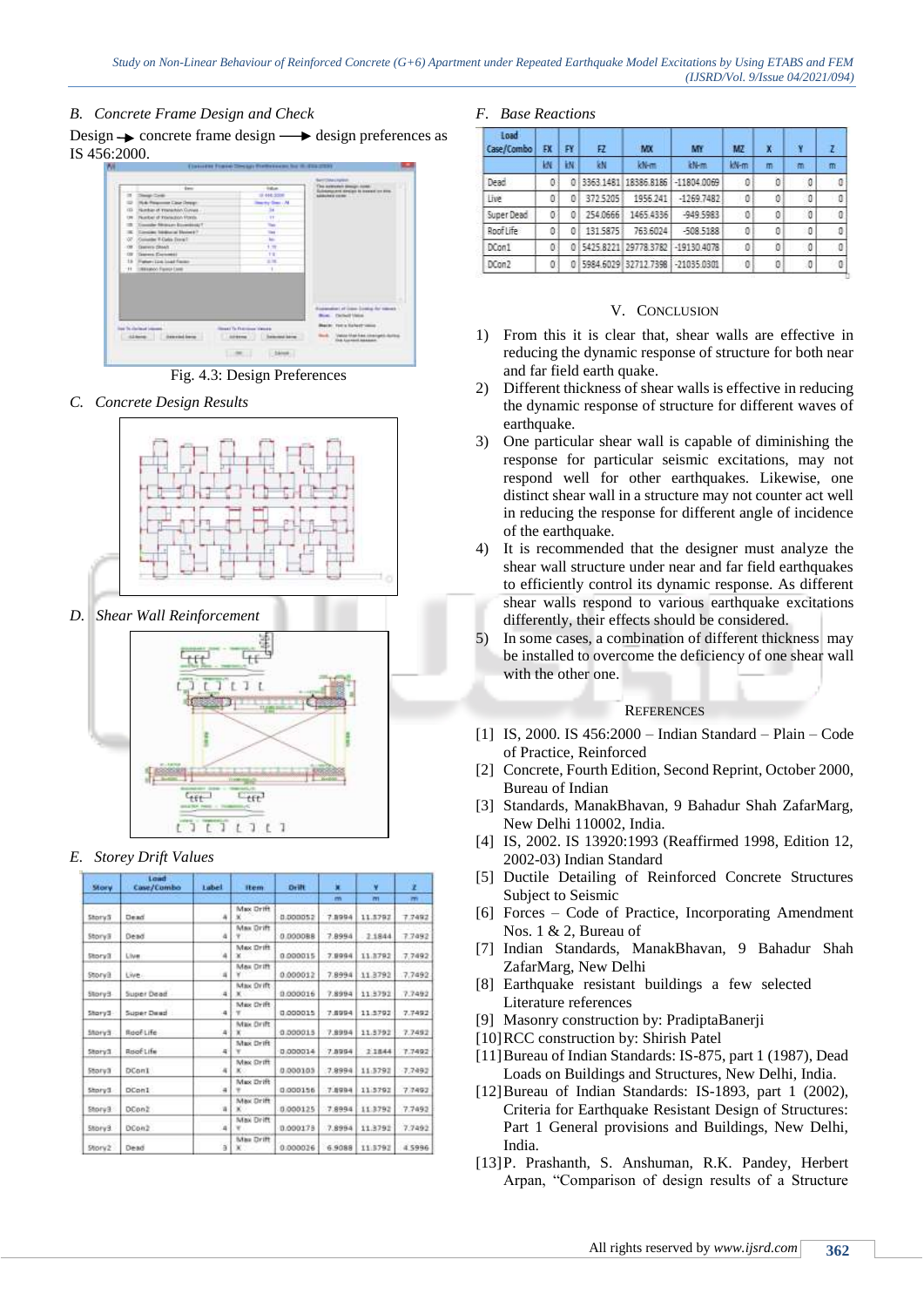### B. Concrete Frame Design and Check

Design → concrete frame design → design preferences as IS 456:2000.

Fig. 4.3: Design Preferences

### C. Concrete Design Results

### D. Shear Wall Reinforcement

### E. Storey Drift Values

| Story | Load Case/Combo | Label | Item | Drift | X | Y | Z |
|---|---|---|---|---|---|---|---|
| | | | | | m | m | m |
| Story3 | Dead | 4 | Max Drift X | 0.000052 | 7.8994 | 11.3792 | 7.7492 |
| Story3 | Dead | 4 | Max Drift Y | 0.000088 | 7.8994 | 2.1844 | 7.7492 |
| Story3 | Live | 4 | Max Drift X | 0.000015 | 7.8994 | 11.3792 | 7.7492 |
| Story3 | Live | 4 | Max Drift Y | 0.000012 | 7.8994 | 11.3792 | 7.7492 |
| Story3 | Super Dead | 4 | Max Drift X | 0.000016 | 7.8994 | 11.3792 | 7.7492 |
| Story3 | Super Dead | 4 | Max Drift Y | 0.000015 | 7.8994 | 11.3792 | 7.7492 |
| Story3 | Roof Life | 4 | Max Drift X | 0.000015 | 7.8994 | 11.3792 | 7.7492 |
| Story3 | Roof Life | 4 | Max Drift Y | 0.000014 | 7.8994 | 2.1844 | 7.7492 |
| Story3 | DCon1 | 4 | Max Drift X | 0.000103 | 7.8994 | 11.3792 | 7.7492 |
| Story3 | DCon1 | 4 | Max Drift Y | 0.000156 | 7.8994 | 11.3792 | 7.7492 |
| Story3 | DCon2 | 4 | Max Drift X | 0.000125 | 7.8994 | 11.3792 | 7.7492 |
| Story3 | DCon2 | 4 | Max Drift Y | 0.000173 | 7.8994 | 11.3792 | 7.7492 |
| Story2 | Dead | 3 | Max Drift X | 0.000026 | 6.9088 | 11.3792 | 4.5996 |

### F. Base Reactions

| Load Case/Combo | FX | FY | FZ | MX | MY | MZ | X | Y | Z |
|---|---|---|---|---|---|---|---|---|---|
| | kN | kN | kN | kN-m | kN-m | kN-m | m | m | m |
| Dead | 0 | 0 | 3363.1481 | 18386.8186 | -11804.0069 | 0 | 0 | 0 | 0 |
| Live | 0 | 0 | 372.5205 | 1956.241 | -1269.7482 | 0 | 0 | 0 | 0 |
| Super Dead | 0 | 0 | 254.0666 | 1465.4336 | -949.5983 | 0 | 0 | 0 | 0 |
| Roof Life | 0 | 0 | 131.5875 | 763.6024 | -508.5188 | 0 | 0 | 0 | 0 |
| DCon1 | 0 | 0 | 5425.8221 | 29778.3782 | -19130.4078 | 0 | 0 | 0 | 0 |
| DCon2 | 0 | 0 | 5984.6029 | 32712.7398 | -21035.0301 | 0 | 0 | 0 | 0 |

## V. CONCLUSION

1) From this it is clear that, shear walls are effective in reducing the dynamic response of structure for both near and far field earth quake.
2) Different thickness of shear walls is effective in reducing the dynamic response of structure for different waves of earthquake.
3) One particular shear wall is capable of diminishing the response for particular seismic excitations, may not respond well for other earthquakes. Likewise, one distinct shear wall in a structure may not counter act well in reducing the response for different angle of incidence of the earthquake.
4) It is recommended that the designer must analyze the shear wall structure under near and far field earthquakes to efficiently control its dynamic response. As different shear walls respond to various earthquake excitations differently, their effects should be considered.
5) In some cases, a combination of different thickness may be installed to overcome the deficiency of one shear wall with the other one.

## REFERENCES

[1] IS, 2000. IS 456:2000 – Indian Standard – Plain – Code of Practice, Reinforced
[2] Concrete, Fourth Edition, Second Reprint, October 2000, Bureau of Indian
[3] Standards, ManakBhavan, 9 Bahadur Shah ZafarMarg, New Delhi 110002, India.
[4] IS, 2002. IS 13920:1993 (Reaffirmed 1998, Edition 12, 2002-03) Indian Standard
[5] Ductile Detailing of Reinforced Concrete Structures Subject to Seismic
[6] Forces – Code of Practice, Incorporating Amendment Nos. 1 & 2, Bureau of
[7] Indian Standards, ManakBhavan, 9 Bahadur Shah ZafarMarg, New Delhi
[8] Earthquake resistant buildings a few selected Literature references
[9] Masonry construction by: PradiptaBanerji
[10] RCC construction by: Shirish Patel
[11] Bureau of Indian Standards: IS-875, part 1 (1987), Dead Loads on Buildings and Structures, New Delhi, India.
[12] Bureau of Indian Standards: IS-1893, part 1 (2002), Criteria for Earthquake Resistant Design of Structures: Part 1 General provisions and Buildings, New Delhi, India.
[13] P. Prashanth, S. Anshuman, R.K. Pandey, Herbert Arpan, "Comparison of design results of a Structure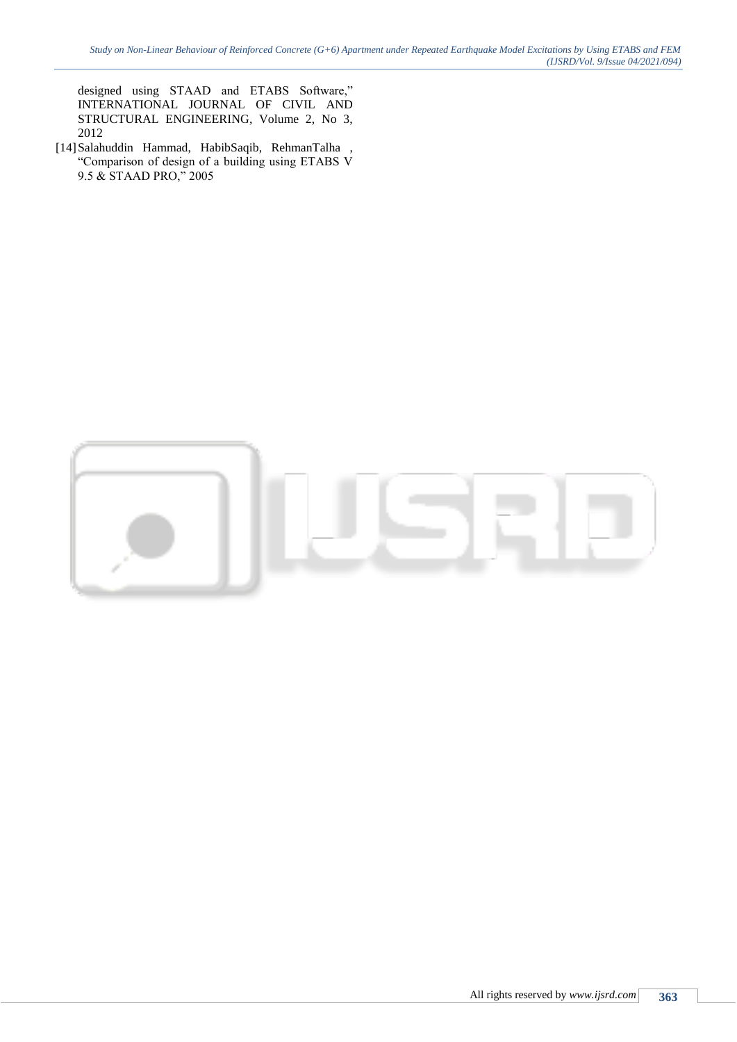designed using STAAD and ETABS Software," INTERNATIONAL JOURNAL OF CIVIL AND STRUCTURAL ENGINEERING, Volume 2, No 3, 2012

[14] Salahuddin Hammad, HabibSaqib, RehmanTalha , "Comparison of design of a building using ETABS V 9.5 & STAAD PRO," 2005